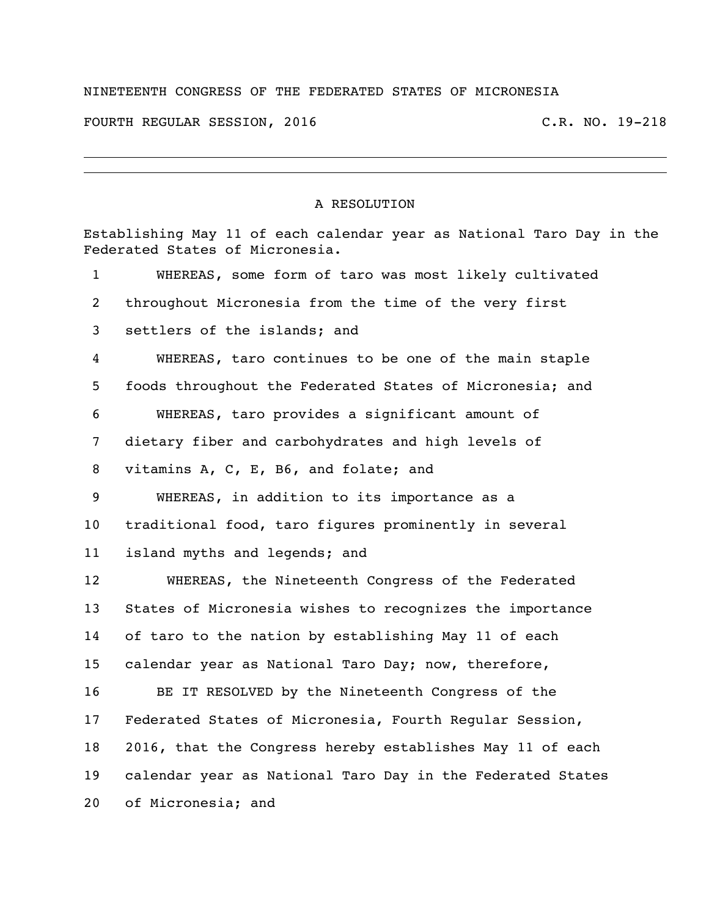NINETEENTH CONGRESS OF THE FEDERATED STATES OF MICRONESIA

FOURTH REGULAR SESSION, 2016 C.R. NO. 19-218

---

## A RESOLUTION

Establishing May 11 of each calendar year as National Taro Day in the Federated States of Micronesia.

1 WHEREAS, some form of taro was most likely cultivated
2 throughout Micronesia from the time of the very first
3 settlers of the islands; and
4 WHEREAS, taro continues to be one of the main staple
5 foods throughout the Federated States of Micronesia; and
6 WHEREAS, taro provides a significant amount of
7 dietary fiber and carbohydrates and high levels of
8 vitamins A, C, E, B6, and folate; and
9 WHEREAS, in addition to its importance as a
10 traditional food, taro figures prominently in several
11 island myths and legends; and
12 WHEREAS, the Nineteenth Congress of the Federated
13 States of Micronesia wishes to recognizes the importance
14 of taro to the nation by establishing May 11 of each
15 calendar year as National Taro Day; now, therefore,
16 BE IT RESOLVED by the Nineteenth Congress of the
17 Federated States of Micronesia, Fourth Regular Session,
18 2016, that the Congress hereby establishes May 11 of each
19 calendar year as National Taro Day in the Federated States
20 of Micronesia; and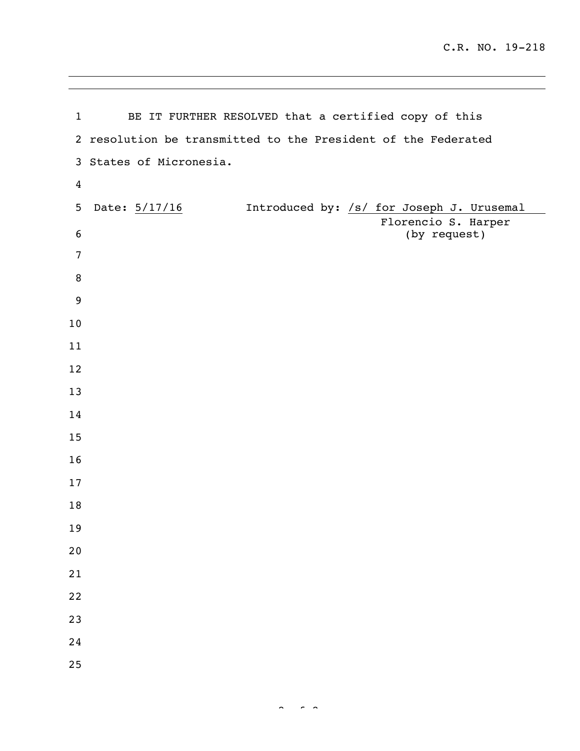BE IT FURTHER RESOLVED that a certified copy of this resolution be transmitted to the President of the Federated States of Micronesia.

Date: 5/17/16 Introduced by: /s/ for Joseph J. Urusemal
Florencio S. Harper
(by request)